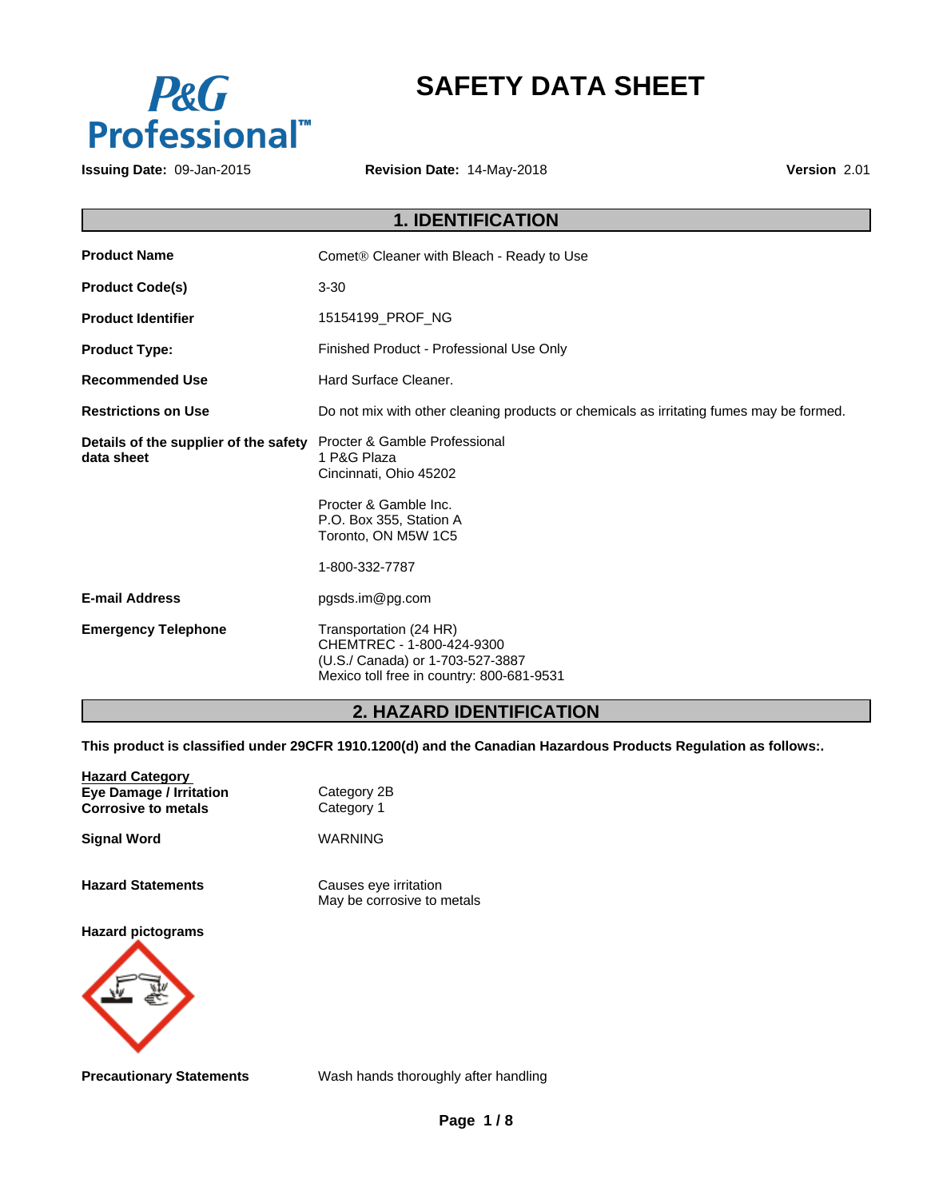P&G Professional™

# SAFETY DATA SHEET

**Issuing Date:** 09-Jan-2015 **Revision Date:** 14-May-2018 **Version** 2.01

## 1. IDENTIFICATION

| | |
|---|---|
| **Product Name** | Comet® Cleaner with Bleach - Ready to Use |
| **Product Code(s)** | 3-30 |
| **Product Identifier** | 15154199_PROF_NG |
| **Product Type:** | Finished Product - Professional Use Only |
| **Recommended Use** | Hard Surface Cleaner. |
| **Restrictions on Use** | Do not mix with other cleaning products or chemicals as irritating fumes may be formed. |
| **Details of the supplier of the safety data sheet** | Procter & Gamble Professional<br>1 P&G Plaza<br>Cincinnati, Ohio 45202<br><br>Procter & Gamble Inc.<br>P.O. Box 355, Station A<br>Toronto, ON M5W 1C5<br><br>1-800-332-7787 |
| **E-mail Address** | pgsds.im@pg.com |
| **Emergency Telephone** | Transportation (24 HR)<br>CHEMTREC - 1-800-424-9300<br>(U.S./ Canada) or 1-703-527-3887<br>Mexico toll free in country: 800-681-9531 |

## 2. HAZARD IDENTIFICATION

**This product is classified under 29CFR 1910.1200(d) and the Canadian Hazardous Products Regulation as follows:.**

| **Hazard Category** | |
|---|---|
| **Eye Damage / Irritation** | Category 2B |
| **Corrosive to metals** | Category 1 |

**Signal Word** WARNING

**Hazard Statements**

Causes eye irritation
May be corrosive to metals

**Hazard pictograms**

**Precautionary Statements** Wash hands thoroughly after handling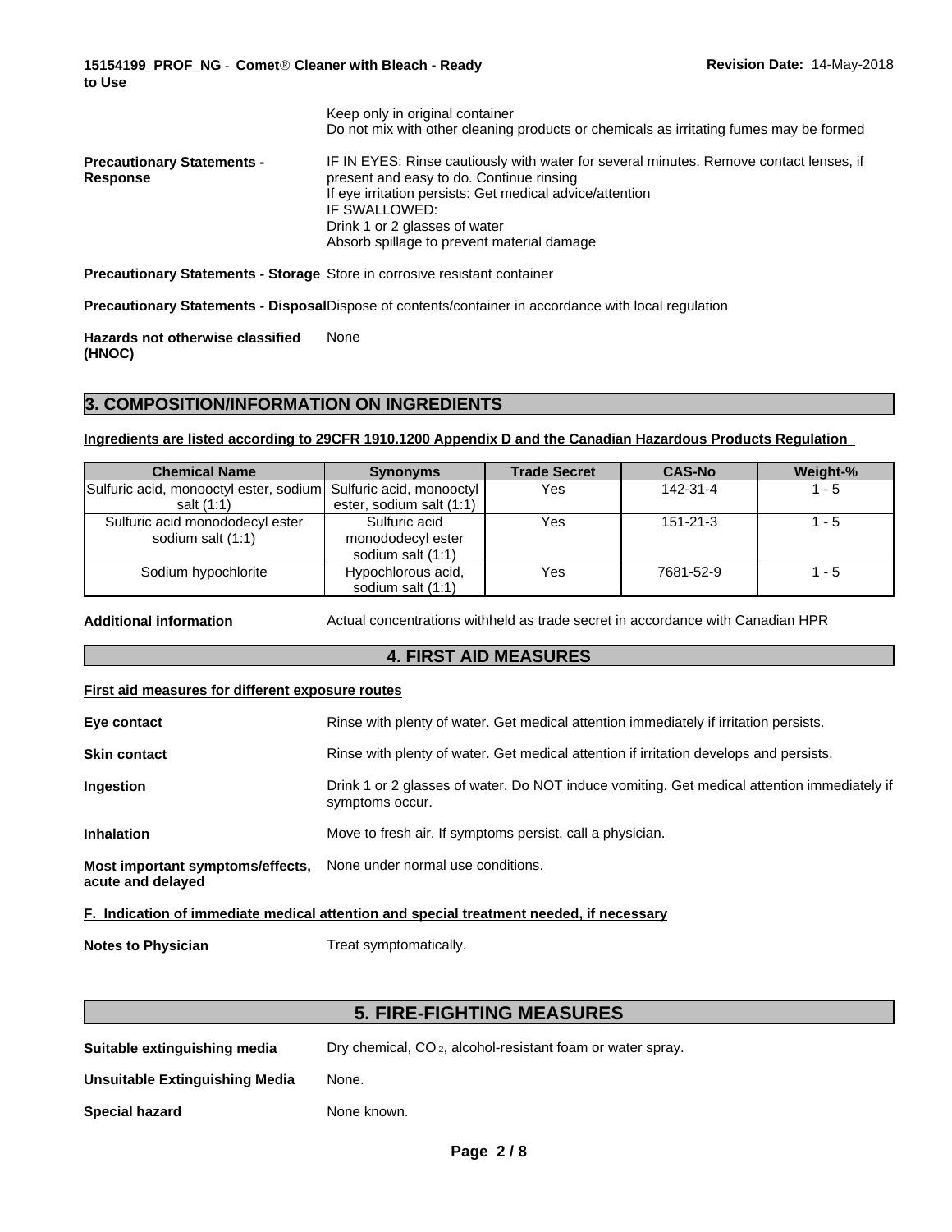| | |
|---|---|
| | Keep only in original container<br>Do not mix with other cleaning products or chemicals as irritating fumes may be formed |
| **Precautionary Statements - Response** | IF IN EYES: Rinse cautiously with water for several minutes. Remove contact lenses, if present and easy to do. Continue rinsing<br>If eye irritation persists: Get medical advice/attention<br>IF SWALLOWED:<br>Drink 1 or 2 glasses of water<br>Absorb spillage to prevent material damage |
| **Precautionary Statements - Storage** | Store in corrosive resistant container |
| **Precautionary Statements - Disposal** | Dispose of contents/container in accordance with local regulation |
| **Hazards not otherwise classified (HNOC)** | None |

## 3. COMPOSITION/INFORMATION ON INGREDIENTS

**Ingredients are listed according to 29CFR 1910.1200 Appendix D and the Canadian Hazardous Products Regulation**

| Chemical Name | Synonyms | Trade Secret | CAS-No | Weight-% |
|---|---|---|---|---|
| Sulfuric acid, monooctyl ester, sodium salt (1:1) | Sulfuric acid, monooctyl ester, sodium salt (1:1) | Yes | 142-31-4 | 1 - 5 |
| Sulfuric acid monododecyl ester sodium salt (1:1) | Sulfuric acid monododecyl ester sodium salt (1:1) | Yes | 151-21-3 | 1 - 5 |
| Sodium hypochlorite | Hypochlorous acid, sodium salt (1:1) | Yes | 7681-52-9 | 1 - 5 |

**Additional information** Actual concentrations withheld as trade secret in accordance with Canadian HPR

## 4. FIRST AID MEASURES

**First aid measures for different exposure routes**

| | |
|---|---|
| **Eye contact** | Rinse with plenty of water. Get medical attention immediately if irritation persists. |
| **Skin contact** | Rinse with plenty of water. Get medical attention if irritation develops and persists. |
| **Ingestion** | Drink 1 or 2 glasses of water. Do NOT induce vomiting. Get medical attention immediately if symptoms occur. |
| **Inhalation** | Move to fresh air. If symptoms persist, call a physician. |
| **Most important symptoms/effects, acute and delayed** | None under normal use conditions. |

**F. Indication of immediate medical attention and special treatment needed, if necessary**

**Notes to Physician** Treat symptomatically.

## 5. FIRE-FIGHTING MEASURES

| | |
|---|---|
| **Suitable extinguishing media** | Dry chemical, $CO_2$, alcohol-resistant foam or water spray. |
| **Unsuitable Extinguishing Media** | None. |
| **Special hazard** | None known. |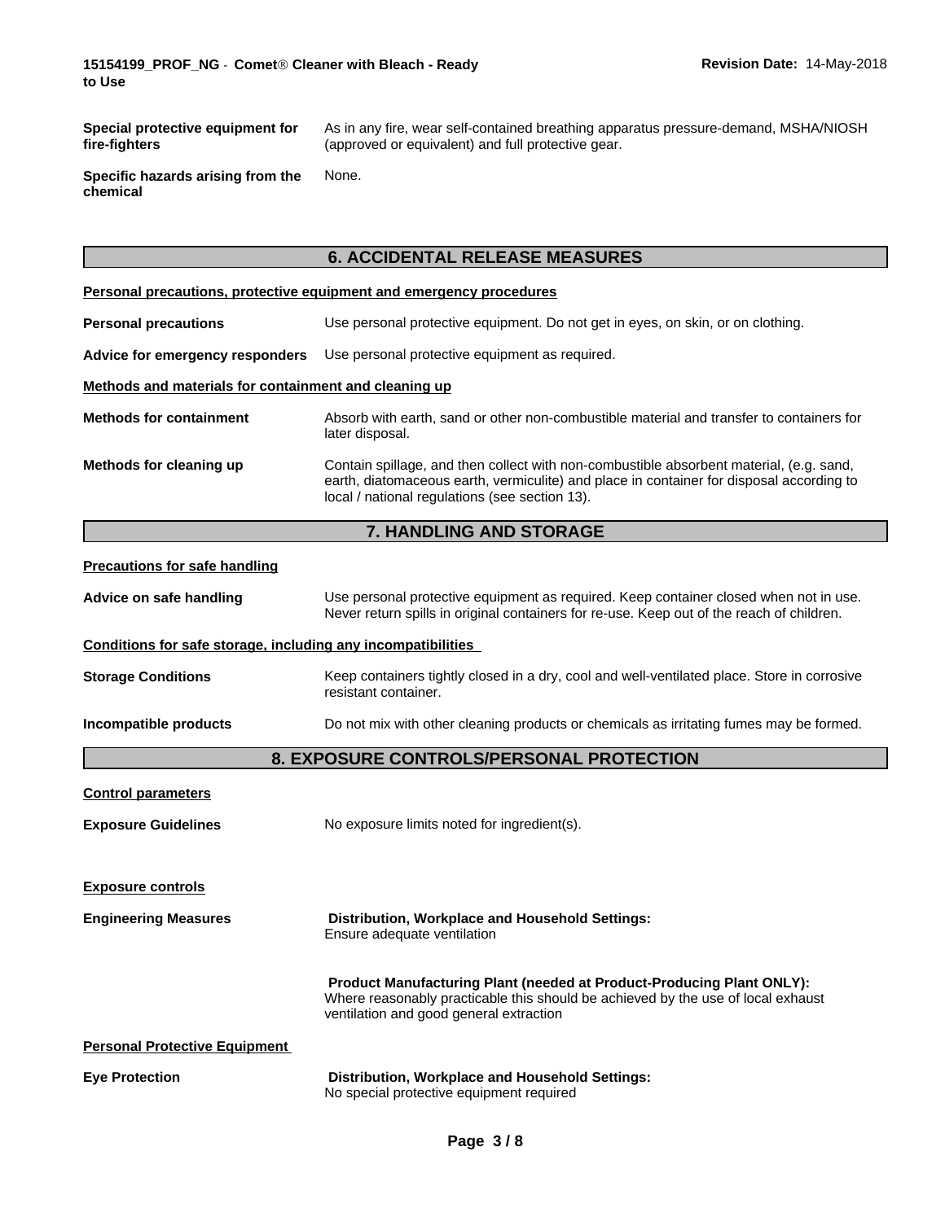| | |
|---|---|
| **Special protective equipment for fire-fighters** | As in any fire, wear self-contained breathing apparatus pressure-demand, MSHA/NIOSH (approved or equivalent) and full protective gear. |
| **Specific hazards arising from the chemical** | None. |

## 6. ACCIDENTAL RELEASE MEASURES

**Personal precautions, protective equipment and emergency procedures**

| | |
|---|---|
| **Personal precautions** | Use personal protective equipment. Do not get in eyes, on skin, or on clothing. |
| **Advice for emergency responders** | Use personal protective equipment as required. |

**Methods and materials for containment and cleaning up**

| | |
|---|---|
| **Methods for containment** | Absorb with earth, sand or other non-combustible material and transfer to containers for later disposal. |
| **Methods for cleaning up** | Contain spillage, and then collect with non-combustible absorbent material, (e.g. sand, earth, diatomaceous earth, vermiculite) and place in container for disposal according to local / national regulations (see section 13). |

## 7. HANDLING AND STORAGE

**Precautions for safe handling**

| | |
|---|---|
| **Advice on safe handling** | Use personal protective equipment as required. Keep container closed when not in use. Never return spills in original containers for re-use. Keep out of the reach of children. |

**Conditions for safe storage, including any incompatibilities**

| | |
|---|---|
| **Storage Conditions** | Keep containers tightly closed in a dry, cool and well-ventilated place. Store in corrosive resistant container. |
| **Incompatible products** | Do not mix with other cleaning products or chemicals as irritating fumes may be formed. |

## 8. EXPOSURE CONTROLS/PERSONAL PROTECTION

**Control parameters**

| | |
|---|---|
| **Exposure Guidelines** | No exposure limits noted for ingredient(s). |

**Exposure controls**

**Engineering Measures**

**Distribution, Workplace and Household Settings:**
Ensure adequate ventilation

**Product Manufacturing Plant (needed at Product-Producing Plant ONLY):**
Where reasonably practicable this should be achieved by the use of local exhaust ventilation and good general extraction

**Personal Protective Equipment**

**Eye Protection**

**Distribution, Workplace and Household Settings:**
No special protective equipment required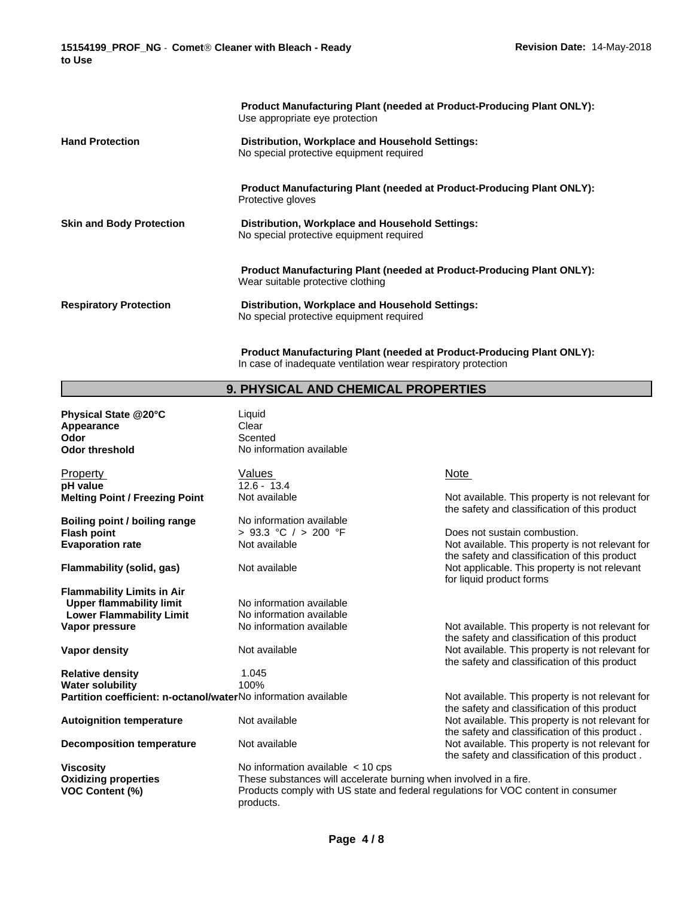| | |
|---|---|
| | **Product Manufacturing Plant (needed at Product-Producing Plant ONLY):** Use appropriate eye protection |
| **Hand Protection** | **Distribution, Workplace and Household Settings:** No special protective equipment required |
| | **Product Manufacturing Plant (needed at Product-Producing Plant ONLY):** Protective gloves |
| **Skin and Body Protection** | **Distribution, Workplace and Household Settings:** No special protective equipment required |
| | **Product Manufacturing Plant (needed at Product-Producing Plant ONLY):** Wear suitable protective clothing |
| **Respiratory Protection** | **Distribution, Workplace and Household Settings:** No special protective equipment required |
| | **Product Manufacturing Plant (needed at Product-Producing Plant ONLY):** In case of inadequate ventilation wear respiratory protection |

## 9. PHYSICAL AND CHEMICAL PROPERTIES

| | |
|---|---|
| **Physical State @20°C** | Liquid |
| **Appearance** | Clear |
| **Odor** | Scented |
| **Odor threshold** | No information available |

| Property | Values | Note |
|---|---|---|
| **pH value** | 12.6 - 13.4 | |
| **Melting Point / Freezing Point** | Not available | Not available. This property is not relevant for the safety and classification of this product |
| **Boiling point / boiling range** | No information available | |
| **Flash point** | > 93.3 °C / > 200 °F | Does not sustain combustion. |
| **Evaporation rate** | Not available | Not available. This property is not relevant for the safety and classification of this product |
| **Flammability (solid, gas)** | Not available | Not applicable. This property is not relevant for liquid product forms |
| **Flammability Limits in Air** | | |
| **Upper flammability limit** | No information available | |
| **Lower Flammability Limit** | No information available | |
| **Vapor pressure** | No information available | Not available. This property is not relevant for the safety and classification of this product |
| **Vapor density** | Not available | Not available. This property is not relevant for the safety and classification of this product |
| **Relative density** | 1.045 | |
| **Water solubility** | 100% | |
| **Partition coefficient: n-octanol/water** | No information available | Not available. This property is not relevant for the safety and classification of this product |
| **Autoignition temperature** | Not available | Not available. This property is not relevant for the safety and classification of this product . |
| **Decomposition temperature** | Not available | Not available. This property is not relevant for the safety and classification of this product . |
| **Viscosity** | No information available < 10 cps | |
| **Oxidizing properties** | These substances will accelerate burning when involved in a fire. | |
| **VOC Content (%)** | Products comply with US state and federal regulations for VOC content in consumer products. | |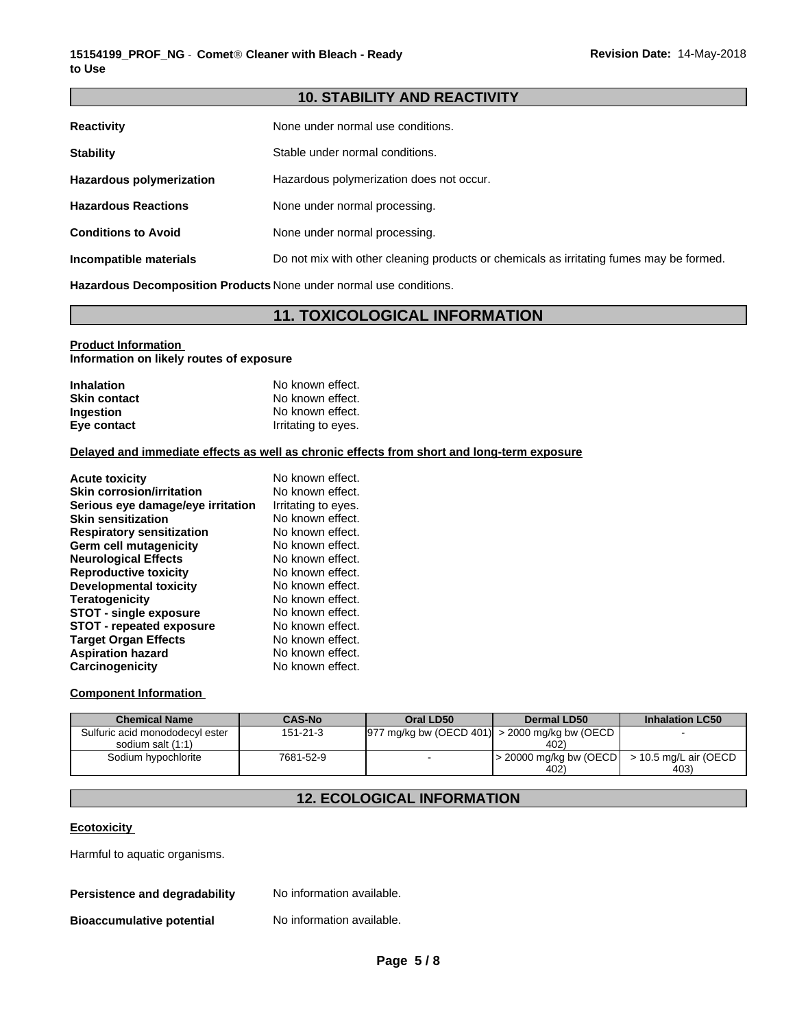## 10. STABILITY AND REACTIVITY

**Reactivity** None under normal use conditions.

**Stability** Stable under normal conditions.

**Hazardous polymerization** Hazardous polymerization does not occur.

**Hazardous Reactions** None under normal processing.

**Conditions to Avoid** None under normal processing.

**Incompatible materials** Do not mix with other cleaning products or chemicals as irritating fumes may be formed.

**Hazardous Decomposition Products** None under normal use conditions.

## 11. TOXICOLOGICAL INFORMATION

**Product Information**
**Information on likely routes of exposure**

| | |
|---|---|
| **Inhalation** | No known effect. |
| **Skin contact** | No known effect. |
| **Ingestion** | No known effect. |
| **Eye contact** | Irritating to eyes. |

**Delayed and immediate effects as well as chronic effects from short and long-term exposure**

| | |
|---|---|
| **Acute toxicity** | No known effect. |
| **Skin corrosion/irritation** | No known effect. |
| **Serious eye damage/eye irritation** | Irritating to eyes. |
| **Skin sensitization** | No known effect. |
| **Respiratory sensitization** | No known effect. |
| **Germ cell mutagenicity** | No known effect. |
| **Neurological Effects** | No known effect. |
| **Reproductive toxicity** | No known effect. |
| **Developmental toxicity** | No known effect. |
| **Teratogenicity** | No known effect. |
| **STOT - single exposure** | No known effect. |
| **STOT - repeated exposure** | No known effect. |
| **Target Organ Effects** | No known effect. |
| **Aspiration hazard** | No known effect. |
| **Carcinogenicity** | No known effect. |

**Component Information**

| Chemical Name | CAS-No | Oral LD50 | Dermal LD50 | Inhalation LC50 |
|---|---|---|---|---|
| Sulfuric acid monododecyl ester sodium salt (1:1) | 151-21-3 | 977 mg/kg bw (OECD 401) | > 2000 mg/kg bw (OECD 402) | - |
| Sodium hypochlorite | 7681-52-9 | - | > 20000 mg/kg bw (OECD 402) | > 10.5 mg/L air (OECD 403) |

## 12. ECOLOGICAL INFORMATION

**Ecotoxicity**

Harmful to aquatic organisms.

**Persistence and degradability** No information available.

**Bioaccumulative potential** No information available.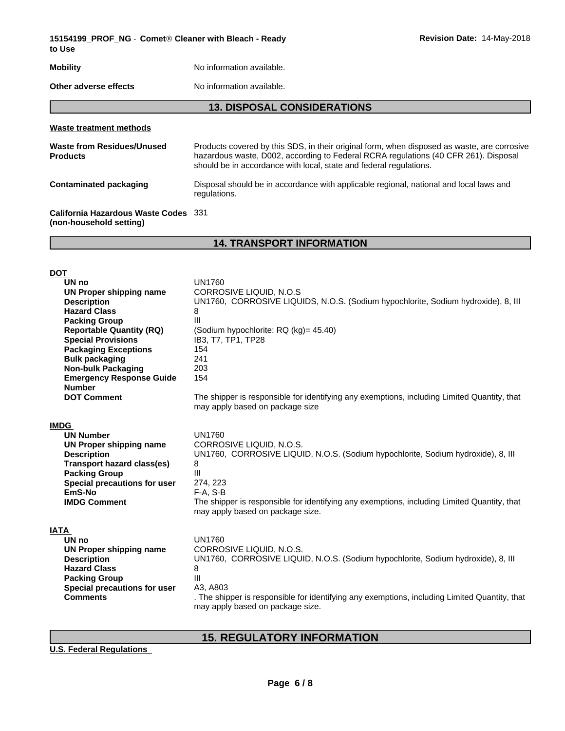| | |
|---|---|
| **Mobility** | No information available. |
| **Other adverse effects** | No information available. |

## 13. DISPOSAL CONSIDERATIONS

**Waste treatment methods**

| | |
|---|---|
| **Waste from Residues/Unused Products** | Products covered by this SDS, in their original form, when disposed as waste, are corrosive hazardous waste, D002, according to Federal RCRA regulations (40 CFR 261). Disposal should be in accordance with local, state and federal regulations. |
| **Contaminated packaging** | Disposal should be in accordance with applicable regional, national and local laws and regulations. |
| **California Hazardous Waste Codes (non-household setting)** | 331 |

## 14. TRANSPORT INFORMATION

**DOT**

| | |
|---|---|
| **UN no** | UN1760 |
| **UN Proper shipping name** | CORROSIVE LIQUID, N.O.S |
| **Description** | UN1760, CORROSIVE LIQUIDS, N.O.S. (Sodium hypochlorite, Sodium hydroxide), 8, III |
| **Hazard Class** | 8 |
| **Packing Group** | III |
| **Reportable Quantity (RQ)** | (Sodium hypochlorite: RQ (kg)= 45.40) |
| **Special Provisions** | IB3, T7, TP1, TP28 |
| **Packaging Exceptions** | 154 |
| **Bulk packaging** | 241 |
| **Non-bulk Packaging** | 203 |
| **Emergency Response Guide Number** | 154 |
| **DOT Comment** | The shipper is responsible for identifying any exemptions, including Limited Quantity, that may apply based on package size |

**IMDG**

| | |
|---|---|
| **UN Number** | UN1760 |
| **UN Proper shipping name** | CORROSIVE LIQUID, N.O.S. |
| **Description** | UN1760, CORROSIVE LIQUID, N.O.S. (Sodium hypochlorite, Sodium hydroxide), 8, III |
| **Transport hazard class(es)** | 8 |
| **Packing Group** | III |
| **Special precautions for user** | 274, 223 |
| **EmS-No** | F-A, S-B |
| **IMDG Comment** | The shipper is responsible for identifying any exemptions, including Limited Quantity, that may apply based on package size. |

**IATA**

| | |
|---|---|
| **UN no** | UN1760 |
| **UN Proper shipping name** | CORROSIVE LIQUID, N.O.S. |
| **Description** | UN1760, CORROSIVE LIQUID, N.O.S. (Sodium hypochlorite, Sodium hydroxide), 8, III |
| **Hazard Class** | 8 |
| **Packing Group** | III |
| **Special precautions for user** | A3, A803 |
| **Comments** | . The shipper is responsible for identifying any exemptions, including Limited Quantity, that may apply based on package size. |

## 15. REGULATORY INFORMATION

**U.S. Federal Regulations**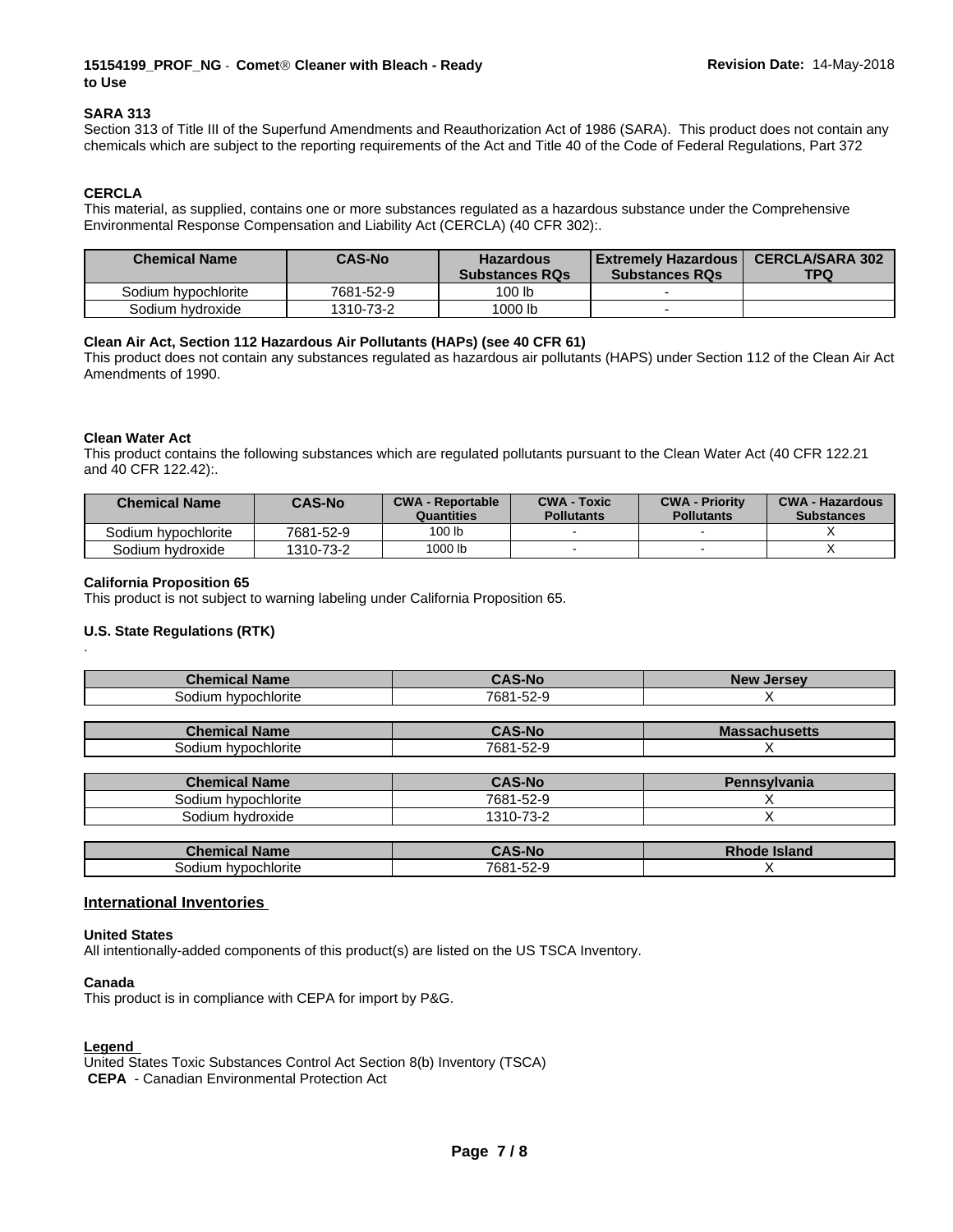### SARA 313

Section 313 of Title III of the Superfund Amendments and Reauthorization Act of 1986 (SARA). This product does not contain any chemicals which are subject to the reporting requirements of the Act and Title 40 of the Code of Federal Regulations, Part 372

### CERCLA

This material, as supplied, contains one or more substances regulated as a hazardous substance under the Comprehensive Environmental Response Compensation and Liability Act (CERCLA) (40 CFR 302):.

| Chemical Name | CAS-No | Hazardous Substances RQs | Extremely Hazardous Substances RQs | CERCLA/SARA 302 TPQ |
|---|---|---|---|---|
| Sodium hypochlorite | 7681-52-9 | 100 lb | - | |
| Sodium hydroxide | 1310-73-2 | 1000 lb | - | |

### Clean Air Act, Section 112 Hazardous Air Pollutants (HAPs) (see 40 CFR 61)

This product does not contain any substances regulated as hazardous air pollutants (HAPS) under Section 112 of the Clean Air Act Amendments of 1990.

### Clean Water Act

This product contains the following substances which are regulated pollutants pursuant to the Clean Water Act (40 CFR 122.21 and 40 CFR 122.42):.

| Chemical Name | CAS-No | CWA - Reportable Quantities | CWA - Toxic Pollutants | CWA - Priority Pollutants | CWA - Hazardous Substances |
|---|---|---|---|---|---|
| Sodium hypochlorite | 7681-52-9 | 100 lb | - | - | X |
| Sodium hydroxide | 1310-73-2 | 1000 lb | - | - | X |

### California Proposition 65

This product is not subject to warning labeling under California Proposition 65.

### U.S. State Regulations (RTK)

.

| Chemical Name | CAS-No | New Jersey |
|---|---|---|
| Sodium hypochlorite | 7681-52-9 | X |

| Chemical Name | CAS-No | Massachusetts |
|---|---|---|
| Sodium hypochlorite | 7681-52-9 | X |

| Chemical Name | CAS-No | Pennsylvania |
|---|---|---|
| Sodium hypochlorite | 7681-52-9 | X |
| Sodium hydroxide | 1310-73-2 | X |

| Chemical Name | CAS-No | Rhode Island |
|---|---|---|
| Sodium hypochlorite | 7681-52-9 | X |

## International Inventories

### United States

All intentionally-added components of this product(s) are listed on the US TSCA Inventory.

### Canada

This product is in compliance with CEPA for import by P&G.

### Legend

United States Toxic Substances Control Act Section 8(b) Inventory (TSCA)
**CEPA** - Canadian Environmental Protection Act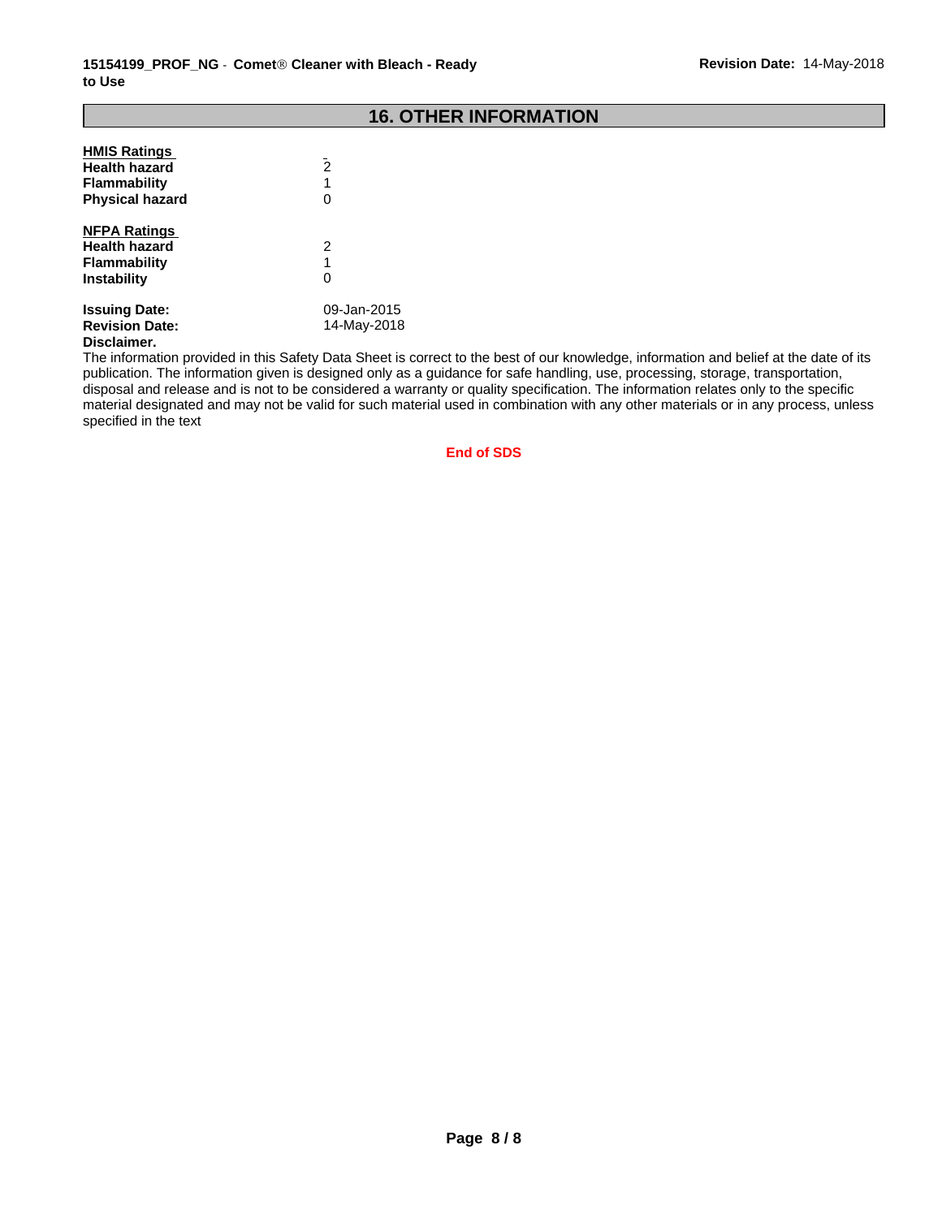## 16. OTHER INFORMATION

**HMIS Ratings**

| | |
|---|---|
| **Health hazard** | 2 |
| **Flammability** | 1 |
| **Physical hazard** | 0 |

**NFPA Ratings**

| | |
|---|---|
| **Health hazard** | 2 |
| **Flammability** | 1 |
| **Instability** | 0 |

| | |
|---|---|
| **Issuing Date:** | 09-Jan-2015 |
| **Revision Date:** | 14-May-2018 |

**Disclaimer.**

The information provided in this Safety Data Sheet is correct to the best of our knowledge, information and belief at the date of its publication. The information given is designed only as a guidance for safe handling, use, processing, storage, transportation, disposal and release and is not to be considered a warranty or quality specification. The information relates only to the specific material designated and may not be valid for such material used in combination with any other materials or in any process, unless specified in the text

**End of SDS**